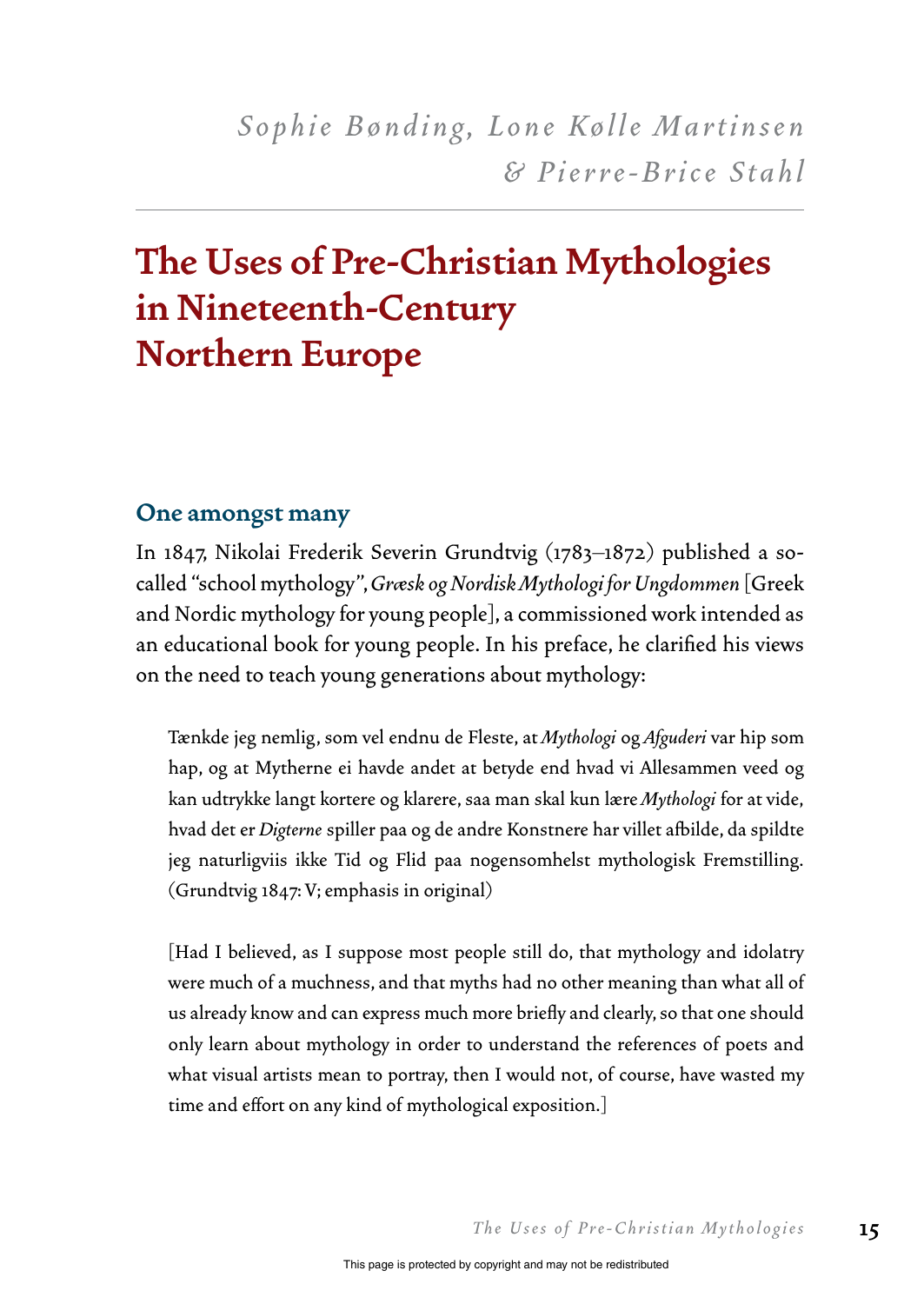Sophie Bønding, Lone Kølle Martinsen & Pierre-Brice Stahl

# The Uses of Pre-Christian Mythologies in Nineteenth-Century Northern Europe

## One amongst many

In 1847, Nikolai Frederik Severin Grundtvig (1783–1872) published a so-called "school mythology", *Græsk og Nordisk Mythologi for Ungdommen* [Greek and Nordic mythology for young people], a commissioned work intended as an educational book for young people. In his preface, he clarified his views on the need to teach young generations about mythology:

> Tænkde jeg nemlig, som vel endnu de Fleste, at *Mythologi* og *Afguderi* var hip som hap, og at Mytherne ei havde andet at betyde end hvad vi Allesammen veed og kan udtrykke langt kortere og klarere, saa man skal kun lære *Mythologi* for at vide, hvad det er *Digterne* spiller paa og de andre Konstnere har villet afbilde, da spildte jeg naturligviis ikke Tid og Flid paa nogensomhelst mythologisk Fremstilling. (Grundtvig 1847: V; emphasis in original)

> [Had I believed, as I suppose most people still do, that mythology and idolatry were much of a muchness, and that myths had no other meaning than what all of us already know and can express much more briefly and clearly, so that one should only learn about mythology in order to understand the references of poets and what visual artists mean to portray, then I would not, of course, have wasted my time and effort on any kind of mythological exposition.]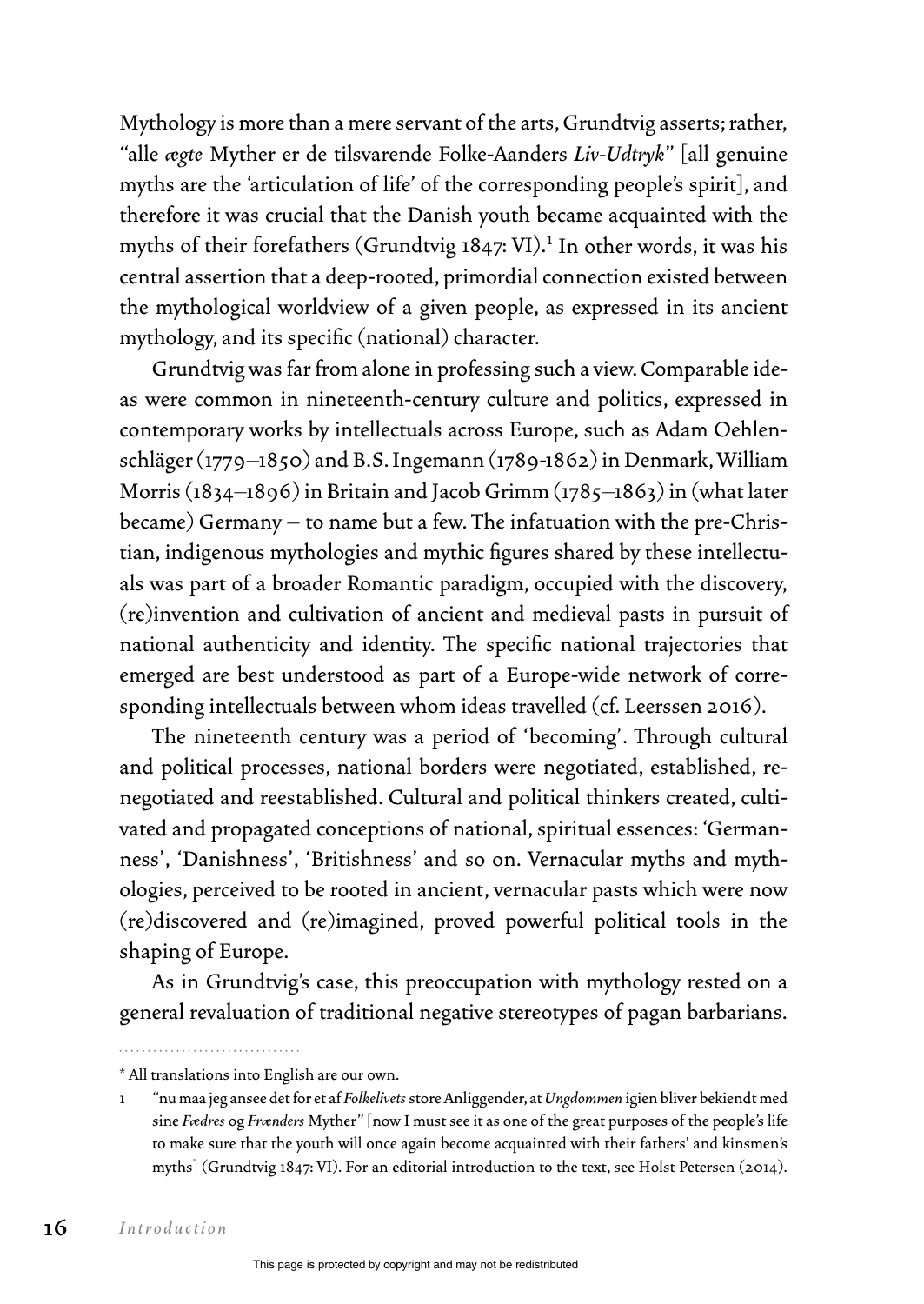Mythology is more than a mere servant of the arts, Grundtvig asserts; rather, "alle *ægte* Myther er de tilsvarende Folke-Aanders *Liv-Udtryk*" [all genuine myths are the 'articulation of life' of the corresponding people's spirit], and therefore it was crucial that the Danish youth became acquainted with the myths of their forefathers (Grundtvig 1847: VI).[1] In other words, it was his central assertion that a deep-rooted, primordial connection existed between the mythological worldview of a given people, as expressed in its ancient mythology, and its specific (national) character.

Grundtvig was far from alone in professing such a view. Comparable ideas were common in nineteenth-century culture and politics, expressed in contemporary works by intellectuals across Europe, such as Adam Oehlenschläger (1779–1850) and B.S. Ingemann (1789-1862) in Denmark, William Morris (1834–1896) in Britain and Jacob Grimm (1785–1863) in (what later became) Germany – to name but a few. The infatuation with the pre-Christian, indigenous mythologies and mythic figures shared by these intellectuals was part of a broader Romantic paradigm, occupied with the discovery, (re)invention and cultivation of ancient and medieval pasts in pursuit of national authenticity and identity. The specific national trajectories that emerged are best understood as part of a Europe-wide network of corresponding intellectuals between whom ideas travelled (cf. Leerssen 2016).

The nineteenth century was a period of 'becoming'. Through cultural and political processes, national borders were negotiated, established, renegotiated and reestablished. Cultural and political thinkers created, cultivated and propagated conceptions of national, spiritual essences: 'Germanness', 'Danishness', 'Britishness' and so on. Vernacular myths and mythologies, perceived to be rooted in ancient, vernacular pasts which were now (re)discovered and (re)imagined, proved powerful political tools in the shaping of Europe.

As in Grundtvig's case, this preoccupation with mythology rested on a general revaluation of traditional negative stereotypes of pagan barbarians.

---

* All translations into English are our own.

1 "nu maa jeg ansee det for et af *Folkelivets* store Anliggender, at *Ungdommen* igien bliver bekiendt med sine *Fædres* og *Frænders* Myther" [now I must see it as one of the great purposes of the people's life to make sure that the youth will once again become acquainted with their fathers' and kinsmen's myths] (Grundtvig 1847: VI). For an editorial introduction to the text, see Holst Petersen (2014).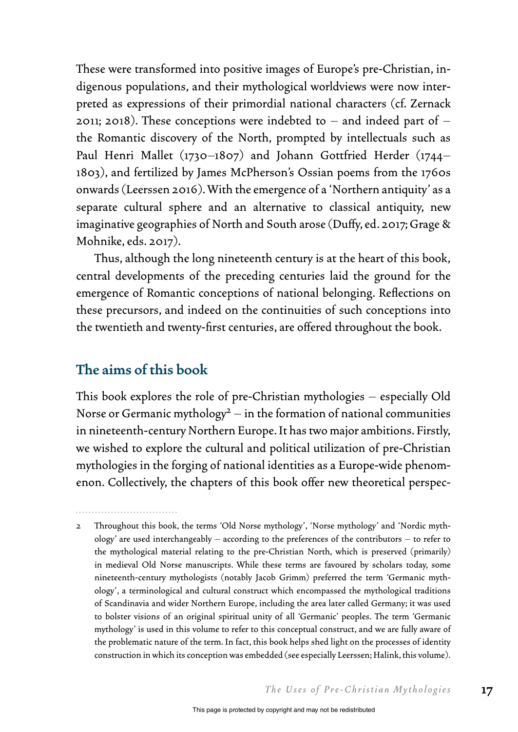These were transformed into positive images of Europe's pre-Christian, indigenous populations, and their mythological worldviews were now interpreted as expressions of their primordial national characters (cf. Zernack 2011; 2018). These conceptions were indebted to – and indeed part of – the Romantic discovery of the North, prompted by intellectuals such as Paul Henri Mallet (1730–1807) and Johann Gottfried Herder (1744–1803), and fertilized by James McPherson's Ossian poems from the 1760s onwards (Leerssen 2016). With the emergence of a 'Northern antiquity' as a separate cultural sphere and an alternative to classical antiquity, new imaginative geographies of North and South arose (Duffy, ed. 2017; Grage & Mohnike, eds. 2017).

Thus, although the long nineteenth century is at the heart of this book, central developments of the preceding centuries laid the ground for the emergence of Romantic conceptions of national belonging. Reflections on these precursors, and indeed on the continuities of such conceptions into the twentieth and twenty-first centuries, are offered throughout the book.

## The aims of this book

This book explores the role of pre-Christian mythologies – especially Old Norse or Germanic mythology[2] – in the formation of national communities in nineteenth-century Northern Europe. It has two major ambitions. Firstly, we wished to explore the cultural and political utilization of pre-Christian mythologies in the forging of national identities as a Europe-wide phenomenon. Collectively, the chapters of this book offer new theoretical perspec-

---

2 Throughout this book, the terms 'Old Norse mythology', 'Norse mythology' and 'Nordic mythology' are used interchangeably – according to the preferences of the contributors – to refer to the mythological material relating to the pre-Christian North, which is preserved (primarily) in medieval Old Norse manuscripts. While these terms are favoured by scholars today, some nineteenth-century mythologists (notably Jacob Grimm) preferred the term 'Germanic mythology', a terminological and cultural construct which encompassed the mythological traditions of Scandinavia and wider Northern Europe, including the area later called Germany; it was used to bolster visions of an original spiritual unity of all 'Germanic' peoples. The term 'Germanic mythology' is used in this volume to refer to this conceptual construct, and we are fully aware of the problematic nature of the term. In fact, this book helps shed light on the processes of identity construction in which its conception was embedded (see especially Leerssen; Halink, this volume).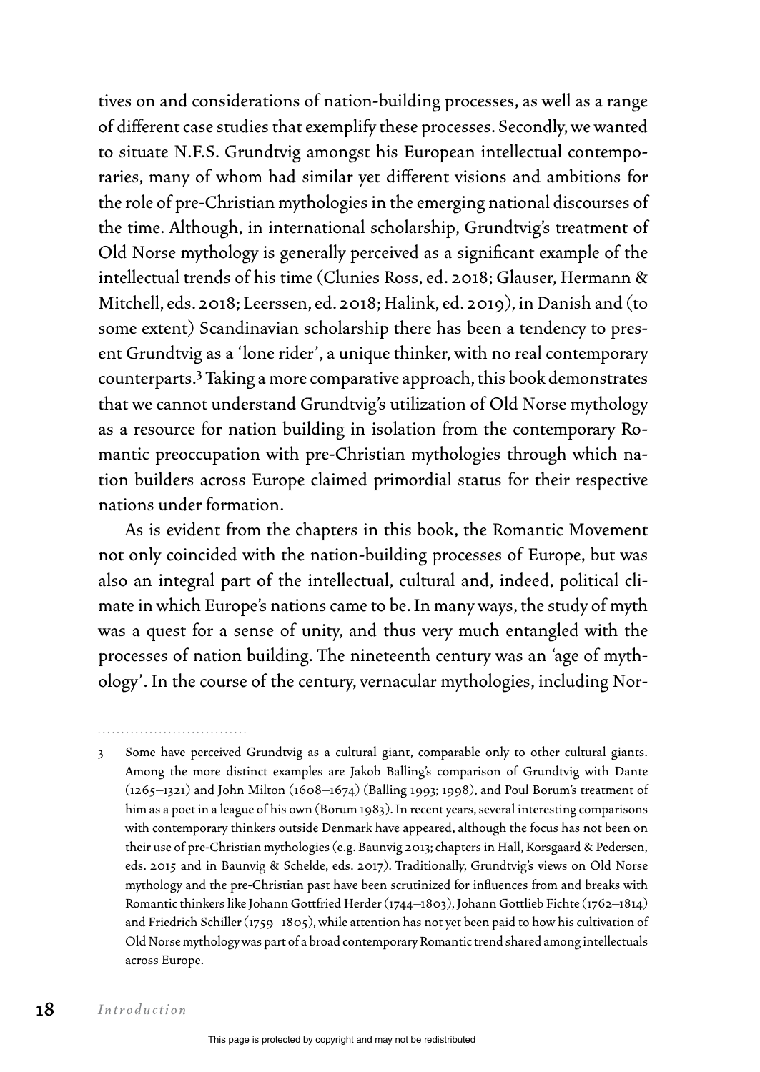tives on and considerations of nation-building processes, as well as a range of different case studies that exemplify these processes. Secondly, we wanted to situate N.F.S. Grundtvig amongst his European intellectual contemporaries, many of whom had similar yet different visions and ambitions for the role of pre-Christian mythologies in the emerging national discourses of the time. Although, in international scholarship, Grundtvig's treatment of Old Norse mythology is generally perceived as a significant example of the intellectual trends of his time (Clunies Ross, ed. 2018; Glauser, Hermann & Mitchell, eds. 2018; Leerssen, ed. 2018; Halink, ed. 2019), in Danish and (to some extent) Scandinavian scholarship there has been a tendency to present Grundtvig as a 'lone rider', a unique thinker, with no real contemporary counterparts.[3] Taking a more comparative approach, this book demonstrates that we cannot understand Grundtvig's utilization of Old Norse mythology as a resource for nation building in isolation from the contemporary Romantic preoccupation with pre-Christian mythologies through which nation builders across Europe claimed primordial status for their respective nations under formation.

As is evident from the chapters in this book, the Romantic Movement not only coincided with the nation-building processes of Europe, but was also an integral part of the intellectual, cultural and, indeed, political climate in which Europe's nations came to be. In many ways, the study of myth was a quest for a sense of unity, and thus very much entangled with the processes of nation building. The nineteenth century was an 'age of mythology'. In the course of the century, vernacular mythologies, including Nor-

3 Some have perceived Grundtvig as a cultural giant, comparable only to other cultural giants. Among the more distinct examples are Jakob Balling's comparison of Grundtvig with Dante (1265–1321) and John Milton (1608–1674) (Balling 1993; 1998), and Poul Borum's treatment of him as a poet in a league of his own (Borum 1983). In recent years, several interesting comparisons with contemporary thinkers outside Denmark have appeared, although the focus has not been on their use of pre-Christian mythologies (e.g. Baunvig 2013; chapters in Hall, Korsgaard & Pedersen, eds. 2015 and in Baunvig & Schelde, eds. 2017). Traditionally, Grundtvig's views on Old Norse mythology and the pre-Christian past have been scrutinized for influences from and breaks with Romantic thinkers like Johann Gottfried Herder (1744–1803), Johann Gottlieb Fichte (1762–1814) and Friedrich Schiller (1759–1805), while attention has not yet been paid to how his cultivation of Old Norse mythology was part of a broad contemporary Romantic trend shared among intellectuals across Europe.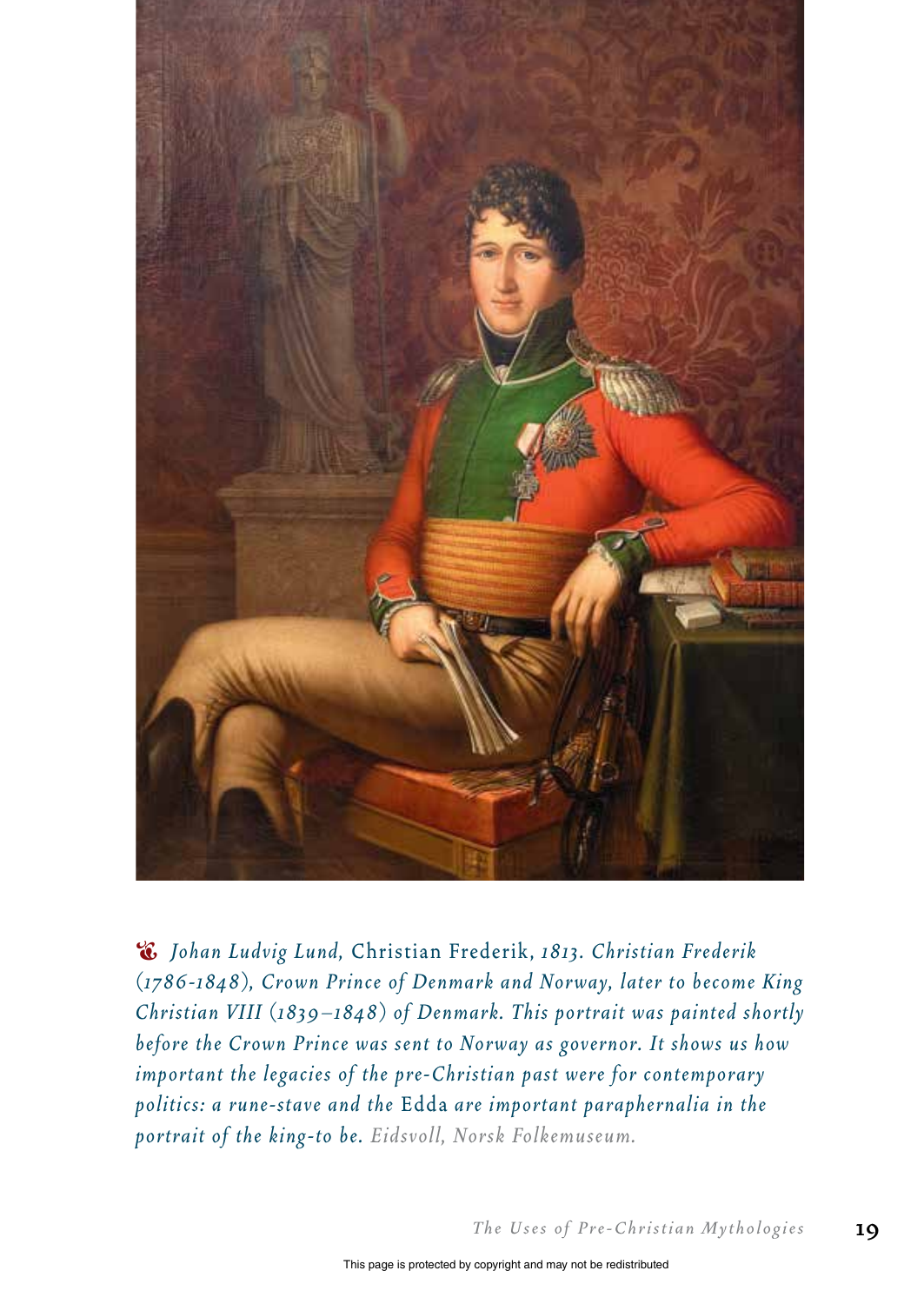*Johan Ludvig Lund,* Christian Frederik, *1813. Christian Frederik (1786-1848), Crown Prince of Denmark and Norway, later to become King Christian VIII (1839–1848) of Denmark. This portrait was painted shortly before the Crown Prince was sent to Norway as governor. It shows us how important the legacies of the pre-Christian past were for contemporary politics: a rune-stave and the* Edda *are important paraphernalia in the portrait of the king-to be. Eidsvoll, Norsk Folkemuseum.*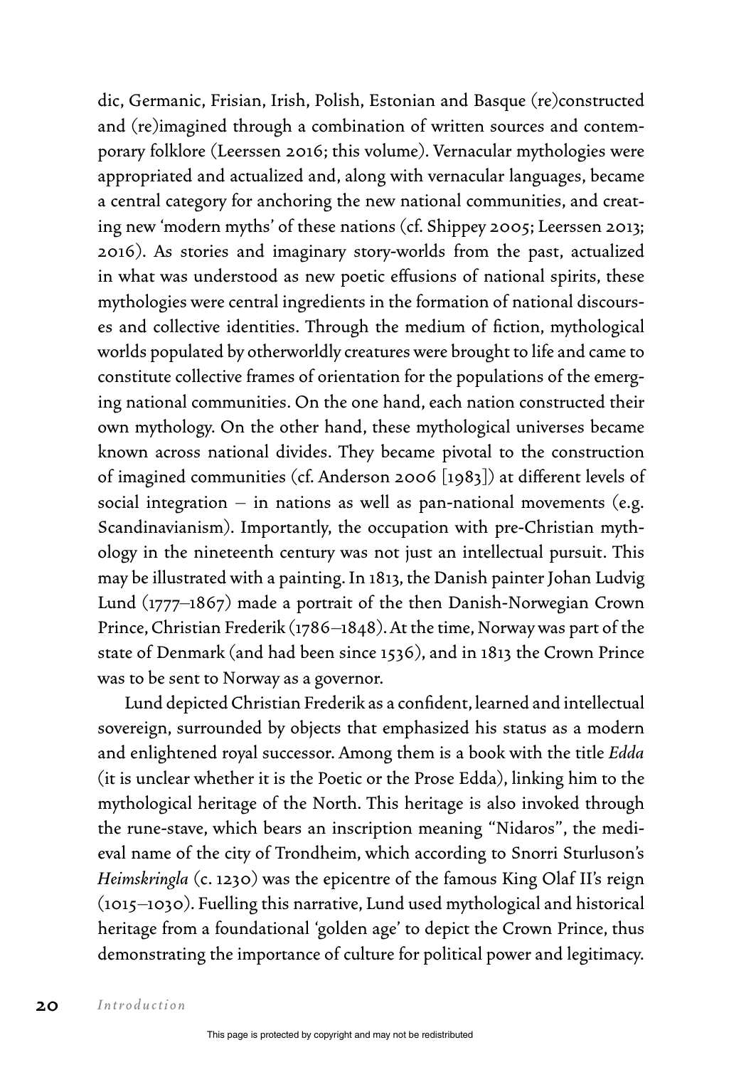dic, Germanic, Frisian, Irish, Polish, Estonian and Basque (re)constructed and (re)imagined through a combination of written sources and contemporary folklore (Leerssen 2016; this volume). Vernacular mythologies were appropriated and actualized and, along with vernacular languages, became a central category for anchoring the new national communities, and creating new 'modern myths' of these nations (cf. Shippey 2005; Leerssen 2013; 2016). As stories and imaginary story-worlds from the past, actualized in what was understood as new poetic effusions of national spirits, these mythologies were central ingredients in the formation of national discourses and collective identities. Through the medium of fiction, mythological worlds populated by otherworldly creatures were brought to life and came to constitute collective frames of orientation for the populations of the emerging national communities. On the one hand, each nation constructed their own mythology. On the other hand, these mythological universes became known across national divides. They became pivotal to the construction of imagined communities (cf. Anderson 2006 [1983]) at different levels of social integration – in nations as well as pan-national movements (e.g. Scandinavianism). Importantly, the occupation with pre-Christian mythology in the nineteenth century was not just an intellectual pursuit. This may be illustrated with a painting. In 1813, the Danish painter Johan Ludvig Lund (1777–1867) made a portrait of the then Danish-Norwegian Crown Prince, Christian Frederik (1786–1848). At the time, Norway was part of the state of Denmark (and had been since 1536), and in 1813 the Crown Prince was to be sent to Norway as a governor.

Lund depicted Christian Frederik as a confident, learned and intellectual sovereign, surrounded by objects that emphasized his status as a modern and enlightened royal successor. Among them is a book with the title *Edda* (it is unclear whether it is the Poetic or the Prose Edda), linking him to the mythological heritage of the North. This heritage is also invoked through the rune-stave, which bears an inscription meaning "Nidaros", the medieval name of the city of Trondheim, which according to Snorri Sturluson's *Heimskringla* (c. 1230) was the epicentre of the famous King Olaf II's reign (1015–1030). Fuelling this narrative, Lund used mythological and historical heritage from a foundational 'golden age' to depict the Crown Prince, thus demonstrating the importance of culture for political power and legitimacy.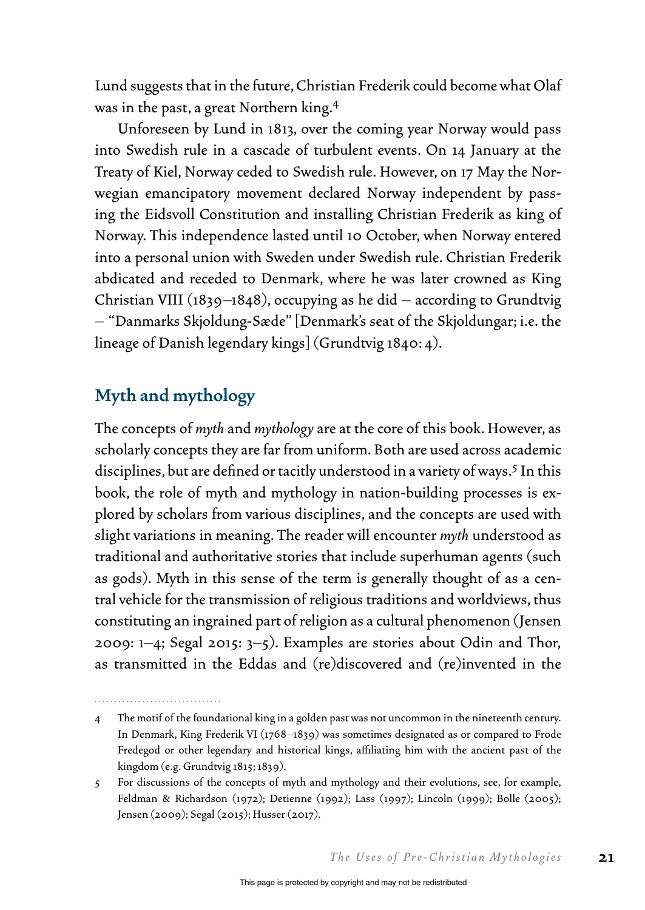Lund suggests that in the future, Christian Frederik could become what Olaf was in the past, a great Northern king.[4]

Unforeseen by Lund in 1813, over the coming year Norway would pass into Swedish rule in a cascade of turbulent events. On 14 January at the Treaty of Kiel, Norway ceded to Swedish rule. However, on 17 May the Norwegian emancipatory movement declared Norway independent by passing the Eidsvoll Constitution and installing Christian Frederik as king of Norway. This independence lasted until 10 October, when Norway entered into a personal union with Sweden under Swedish rule. Christian Frederik abdicated and receded to Denmark, where he was later crowned as King Christian VIII (1839–1848), occupying as he did – according to Grundtvig – "Danmarks Skjoldung-Sæde" [Denmark's seat of the Skjoldungar; i.e. the lineage of Danish legendary kings] (Grundtvig 1840: 4).

## Myth and mythology

The concepts of *myth* and *mythology* are at the core of this book. However, as scholarly concepts they are far from uniform. Both are used across academic disciplines, but are defined or tacitly understood in a variety of ways.[5] In this book, the role of myth and mythology in nation-building processes is explored by scholars from various disciplines, and the concepts are used with slight variations in meaning. The reader will encounter *myth* understood as traditional and authoritative stories that include superhuman agents (such as gods). Myth in this sense of the term is generally thought of as a central vehicle for the transmission of religious traditions and worldviews, thus constituting an ingrained part of religion as a cultural phenomenon (Jensen 2009: 1–4; Segal 2015: 3–5). Examples are stories about Odin and Thor, as transmitted in the Eddas and (re)discovered and (re)invented in the

---

4 The motif of the foundational king in a golden past was not uncommon in the nineteenth century. In Denmark, King Frederik VI (1768–1839) was sometimes designated as or compared to Frode Fredegod or other legendary and historical kings, affiliating him with the ancient past of the kingdom (e.g. Grundtvig 1815; 1839).

5 For discussions of the concepts of myth and mythology and their evolutions, see, for example, Feldman & Richardson (1972); Detienne (1992); Lass (1997); Lincoln (1999); Bolle (2005); Jensen (2009); Segal (2015); Husser (2017).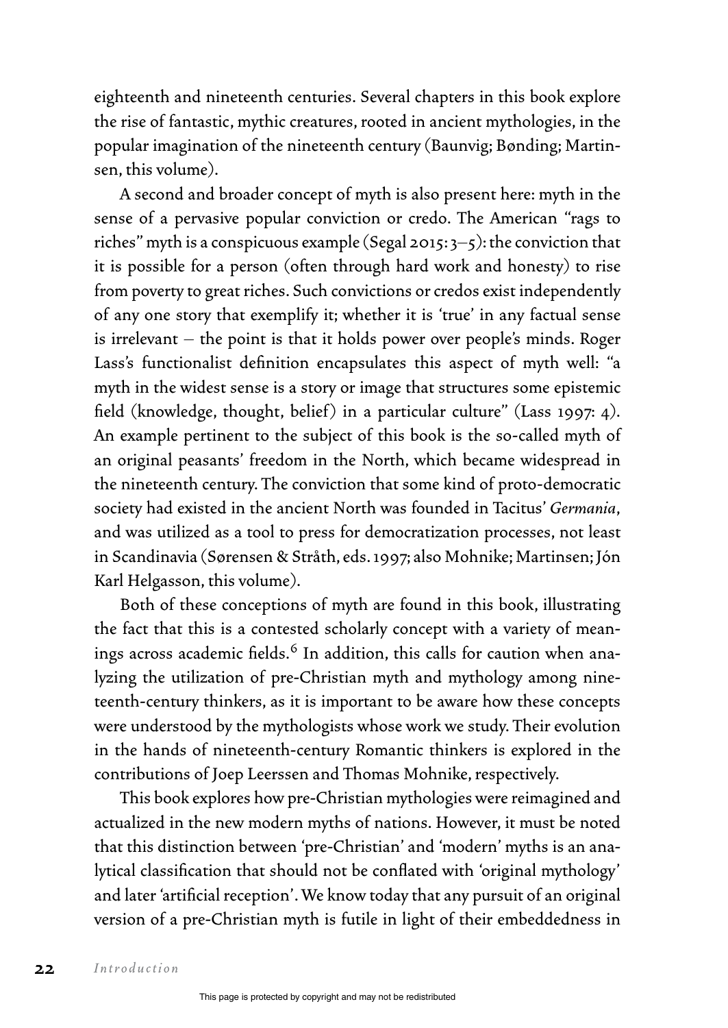eighteenth and nineteenth centuries. Several chapters in this book explore the rise of fantastic, mythic creatures, rooted in ancient mythologies, in the popular imagination of the nineteenth century (Baunvig; Bønding; Martinsen, this volume).

A second and broader concept of myth is also present here: myth in the sense of a pervasive popular conviction or credo. The American "rags to riches" myth is a conspicuous example (Segal 2015: 3–5): the conviction that it is possible for a person (often through hard work and honesty) to rise from poverty to great riches. Such convictions or credos exist independently of any one story that exemplify it; whether it is 'true' in any factual sense is irrelevant – the point is that it holds power over people's minds. Roger Lass's functionalist definition encapsulates this aspect of myth well: "a myth in the widest sense is a story or image that structures some epistemic field (knowledge, thought, belief) in a particular culture" (Lass 1997: 4). An example pertinent to the subject of this book is the so-called myth of an original peasants' freedom in the North, which became widespread in the nineteenth century. The conviction that some kind of proto-democratic society had existed in the ancient North was founded in Tacitus' *Germania*, and was utilized as a tool to press for democratization processes, not least in Scandinavia (Sørensen & Stråth, eds. 1997; also Mohnike; Martinsen; Jón Karl Helgasson, this volume).

Both of these conceptions of myth are found in this book, illustrating the fact that this is a contested scholarly concept with a variety of meanings across academic fields.[6] In addition, this calls for caution when analyzing the utilization of pre-Christian myth and mythology among nineteenth-century thinkers, as it is important to be aware how these concepts were understood by the mythologists whose work we study. Their evolution in the hands of nineteenth-century Romantic thinkers is explored in the contributions of Joep Leerssen and Thomas Mohnike, respectively.

This book explores how pre-Christian mythologies were reimagined and actualized in the new modern myths of nations. However, it must be noted that this distinction between 'pre-Christian' and 'modern' myths is an analytical classification that should not be conflated with 'original mythology' and later 'artificial reception'. We know today that any pursuit of an original version of a pre-Christian myth is futile in light of their embeddedness in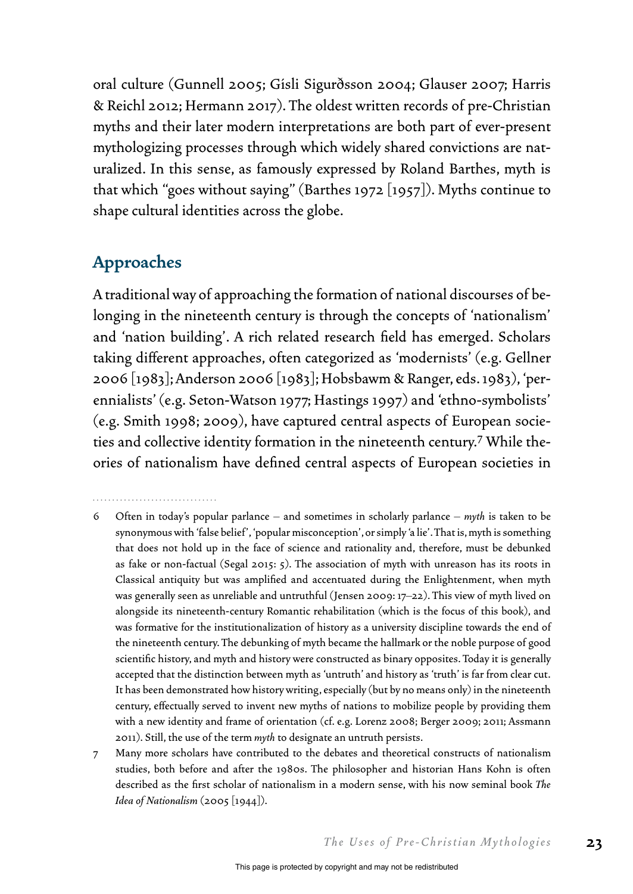oral culture (Gunnell 2005; Gísli Sigurðsson 2004; Glauser 2007; Harris & Reichl 2012; Hermann 2017). The oldest written records of pre-Christian myths and their later modern interpretations are both part of ever-present mythologizing processes through which widely shared convictions are naturalized. In this sense, as famously expressed by Roland Barthes, myth is that which "goes without saying" (Barthes 1972 [1957]). Myths continue to shape cultural identities across the globe.

## Approaches

A traditional way of approaching the formation of national discourses of belonging in the nineteenth century is through the concepts of 'nationalism' and 'nation building'. A rich related research field has emerged. Scholars taking different approaches, often categorized as 'modernists' (e.g. Gellner 2006 [1983]; Anderson 2006 [1983]; Hobsbawm & Ranger, eds. 1983), 'perennialists' (e.g. Seton-Watson 1977; Hastings 1997) and 'ethno-symbolists' (e.g. Smith 1998; 2009), have captured central aspects of European societies and collective identity formation in the nineteenth century.[7] While theories of nationalism have defined central aspects of European societies in

---

6 Often in today's popular parlance – and sometimes in scholarly parlance – *myth* is taken to be synonymous with 'false belief', 'popular misconception', or simply 'a lie'. That is, myth is something that does not hold up in the face of science and rationality and, therefore, must be debunked as fake or non-factual (Segal 2015: 5). The association of myth with unreason has its roots in Classical antiquity but was amplified and accentuated during the Enlightenment, when myth was generally seen as unreliable and untruthful (Jensen 2009: 17–22). This view of myth lived on alongside its nineteenth-century Romantic rehabilitation (which is the focus of this book), and was formative for the institutionalization of history as a university discipline towards the end of the nineteenth century. The debunking of myth became the hallmark or the noble purpose of good scientific history, and myth and history were constructed as binary opposites. Today it is generally accepted that the distinction between myth as 'untruth' and history as 'truth' is far from clear cut. It has been demonstrated how history writing, especially (but by no means only) in the nineteenth century, effectually served to invent new myths of nations to mobilize people by providing them with a new identity and frame of orientation (cf. e.g. Lorenz 2008; Berger 2009; 2011; Assmann 2011). Still, the use of the term *myth* to designate an untruth persists.

7 Many more scholars have contributed to the debates and theoretical constructs of nationalism studies, both before and after the 1980s. The philosopher and historian Hans Kohn is often described as the first scholar of nationalism in a modern sense, with his now seminal book *The Idea of Nationalism* (2005 [1944]).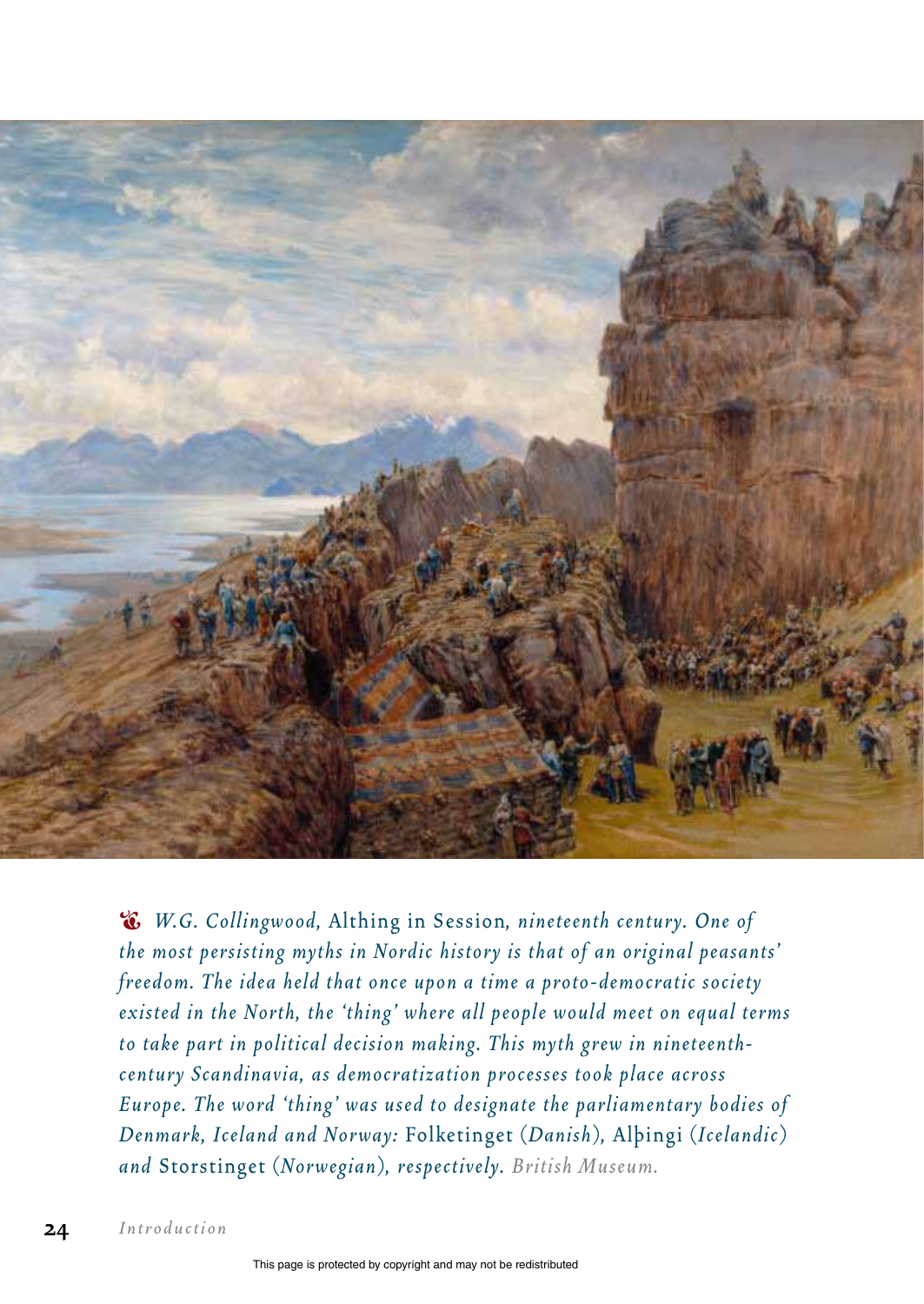*W.G. Collingwood,* Althing in Session, *nineteenth century. One of the most persisting myths in Nordic history is that of an original peasants' freedom. The idea held that once upon a time a proto-democratic society existed in the North, the 'thing' where all people would meet on equal terms to take part in political decision making. This myth grew in nineteenth-century Scandinavia, as democratization processes took place across Europe. The word 'thing' was used to designate the parliamentary bodies of Denmark, Iceland and Norway:* Folketinget *(Danish),* Alþingi *(Icelandic) and* Storstinget *(Norwegian), respectively. British Museum.*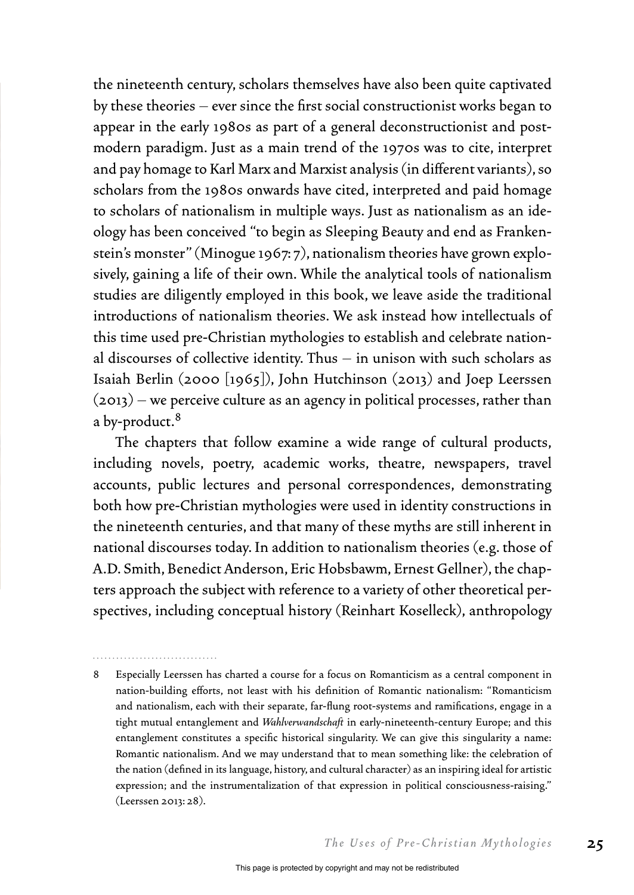the nineteenth century, scholars themselves have also been quite captivated by these theories – ever since the first social constructionist works began to appear in the early 1980s as part of a general deconstructionist and postmodern paradigm. Just as a main trend of the 1970s was to cite, interpret and pay homage to Karl Marx and Marxist analysis (in different variants), so scholars from the 1980s onwards have cited, interpreted and paid homage to scholars of nationalism in multiple ways. Just as nationalism as an ideology has been conceived "to begin as Sleeping Beauty and end as Frankenstein's monster" (Minogue 1967: 7), nationalism theories have grown explosively, gaining a life of their own. While the analytical tools of nationalism studies are diligently employed in this book, we leave aside the traditional introductions of nationalism theories. We ask instead how intellectuals of this time used pre-Christian mythologies to establish and celebrate national discourses of collective identity. Thus – in unison with such scholars as Isaiah Berlin (2000 [1965]), John Hutchinson (2013) and Joep Leerssen (2013) – we perceive culture as an agency in political processes, rather than a by-product.[8]

The chapters that follow examine a wide range of cultural products, including novels, poetry, academic works, theatre, newspapers, travel accounts, public lectures and personal correspondences, demonstrating both how pre-Christian mythologies were used in identity constructions in the nineteenth centuries, and that many of these myths are still inherent in national discourses today. In addition to nationalism theories (e.g. those of A.D. Smith, Benedict Anderson, Eric Hobsbawm, Ernest Gellner), the chapters approach the subject with reference to a variety of other theoretical perspectives, including conceptual history (Reinhart Koselleck), anthropology

---

8 Especially Leerssen has charted a course for a focus on Romanticism as a central component in nation-building efforts, not least with his definition of Romantic nationalism: "Romanticism and nationalism, each with their separate, far-flung root-systems and ramifications, engage in a tight mutual entanglement and *Wahlverwandschaft* in early-nineteenth-century Europe; and this entanglement constitutes a specific historical singularity. We can give this singularity a name: Romantic nationalism. And we may understand that to mean something like: the celebration of the nation (defined in its language, history, and cultural character) as an inspiring ideal for artistic expression; and the instrumentalization of that expression in political consciousness-raising." (Leerssen 2013: 28).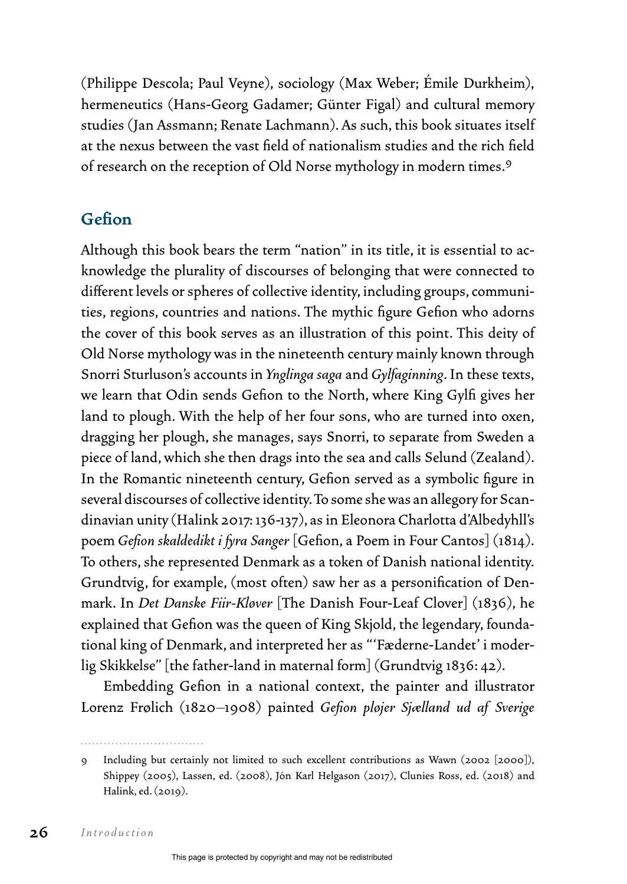(Philippe Descola; Paul Veyne), sociology (Max Weber; Émile Durkheim), hermeneutics (Hans-Georg Gadamer; Günter Figal) and cultural memory studies (Jan Assmann; Renate Lachmann). As such, this book situates itself at the nexus between the vast field of nationalism studies and the rich field of research on the reception of Old Norse mythology in modern times.[9]

## Gefion

Although this book bears the term "nation" in its title, it is essential to acknowledge the plurality of discourses of belonging that were connected to different levels or spheres of collective identity, including groups, communities, regions, countries and nations. The mythic figure Gefion who adorns the cover of this book serves as an illustration of this point. This deity of Old Norse mythology was in the nineteenth century mainly known through Snorri Sturluson's accounts in *Ynglinga saga* and *Gylfaginning*. In these texts, we learn that Odin sends Gefion to the North, where King Gylfi gives her land to plough. With the help of her four sons, who are turned into oxen, dragging her plough, she manages, says Snorri, to separate from Sweden a piece of land, which she then drags into the sea and calls Selund (Zealand). In the Romantic nineteenth century, Gefion served as a symbolic figure in several discourses of collective identity. To some she was an allegory for Scandinavian unity (Halink 2017: 136-137), as in Eleonora Charlotta d'Albedyhll's poem *Gefion skaldedikt i fyra Sanger* [Gefion, a Poem in Four Cantos] (1814). To others, she represented Denmark as a token of Danish national identity. Grundtvig, for example, (most often) saw her as a personification of Denmark. In *Det Danske Fiir-Kløver* [The Danish Four-Leaf Clover] (1836), he explained that Gefion was the queen of King Skjold, the legendary, foundational king of Denmark, and interpreted her as "'Fæderne-Landet' i moderlig Skikkelse" [the father-land in maternal form] (Grundtvig 1836: 42).

Embedding Gefion in a national context, the painter and illustrator Lorenz Frølich (1820–1908) painted *Gefion pløjer Sjælland ud af Sverige*

---

9 Including but certainly not limited to such excellent contributions as Wawn (2002 [2000]), Shippey (2005), Lassen, ed. (2008), Jón Karl Helgason (2017), Clunies Ross, ed. (2018) and Halink, ed. (2019).